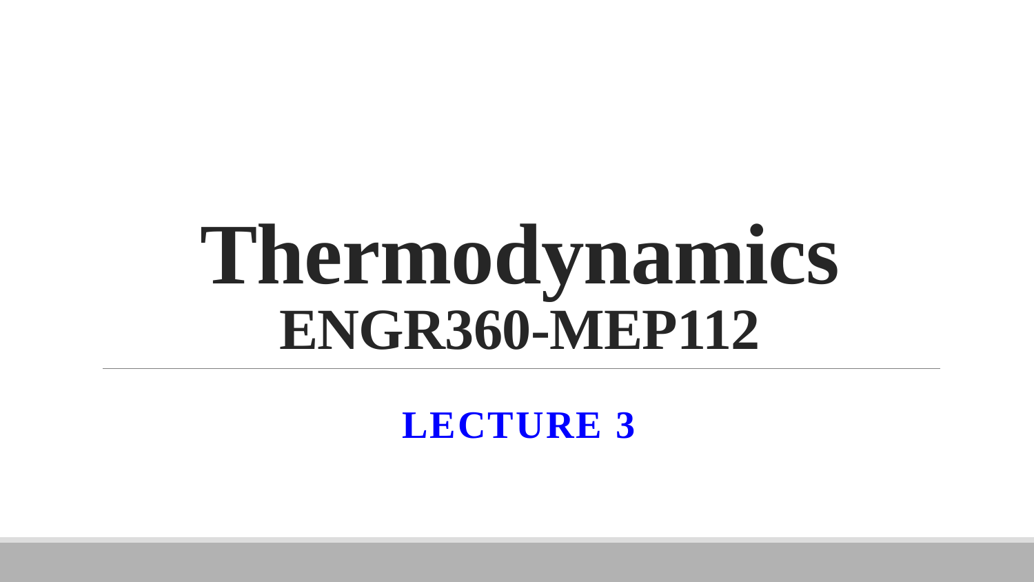# Thermodynamics
# ENGR360-MEP112

---

**LECTURE 3**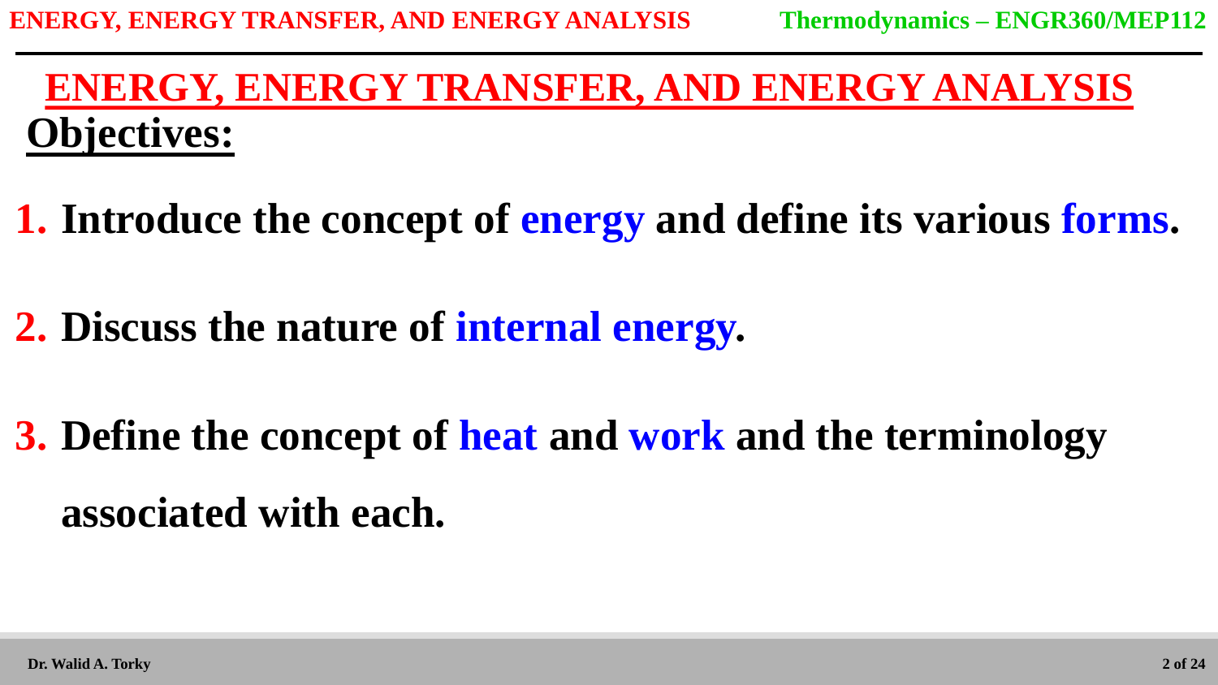# ENERGY, ENERGY TRANSFER, AND ENERGY ANALYSIS

## Objectives:

1. **Introduce the concept of energy and define its various forms.**
2. **Discuss the nature of internal energy.**
3. **Define the concept of heat and work and the terminology associated with each.**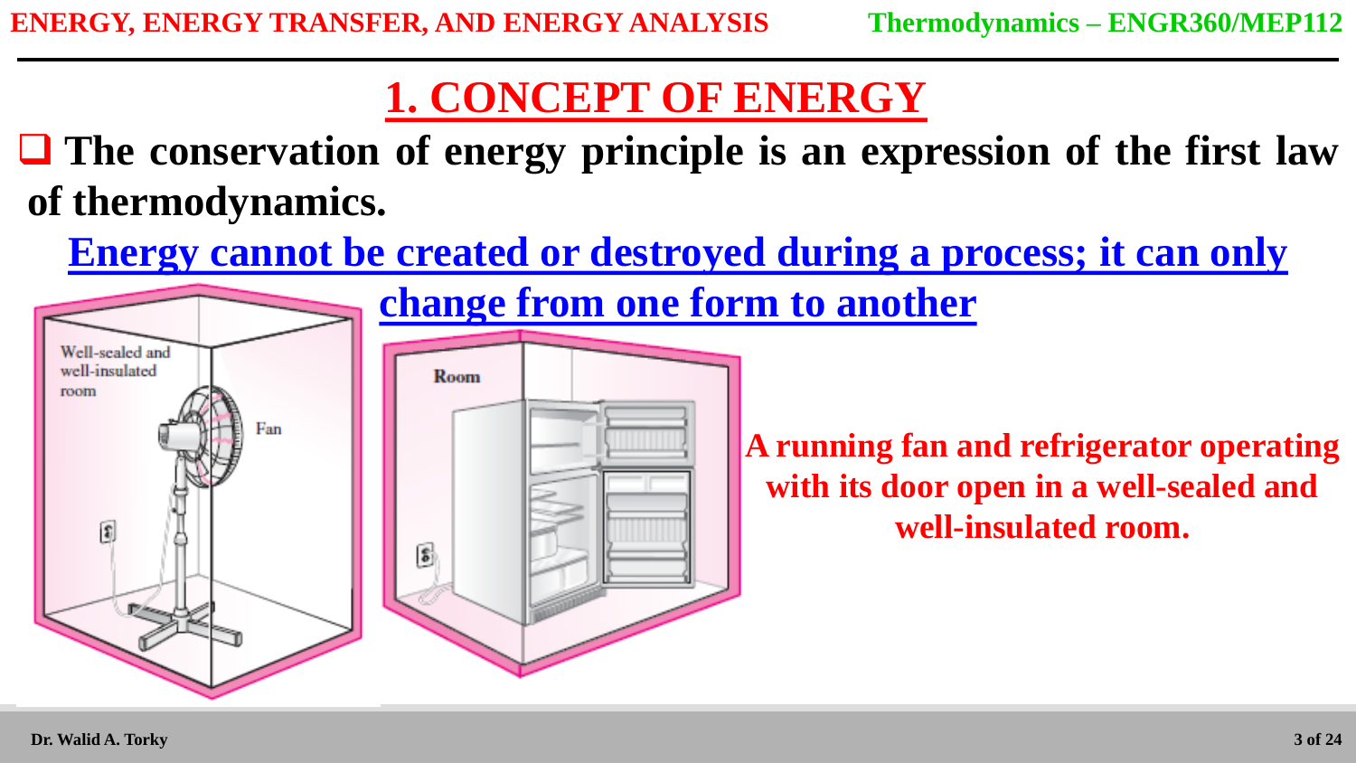# 1. CONCEPT OF ENERGY

- **The conservation of energy principle is an expression of the first law of thermodynamics.**

**Energy cannot be created or destroyed during a process; it can only change from one form to another**

Well-sealed and well-insulated room

Fan

Room

**A running fan and refrigerator operating with its door open in a well-sealed and well-insulated room.**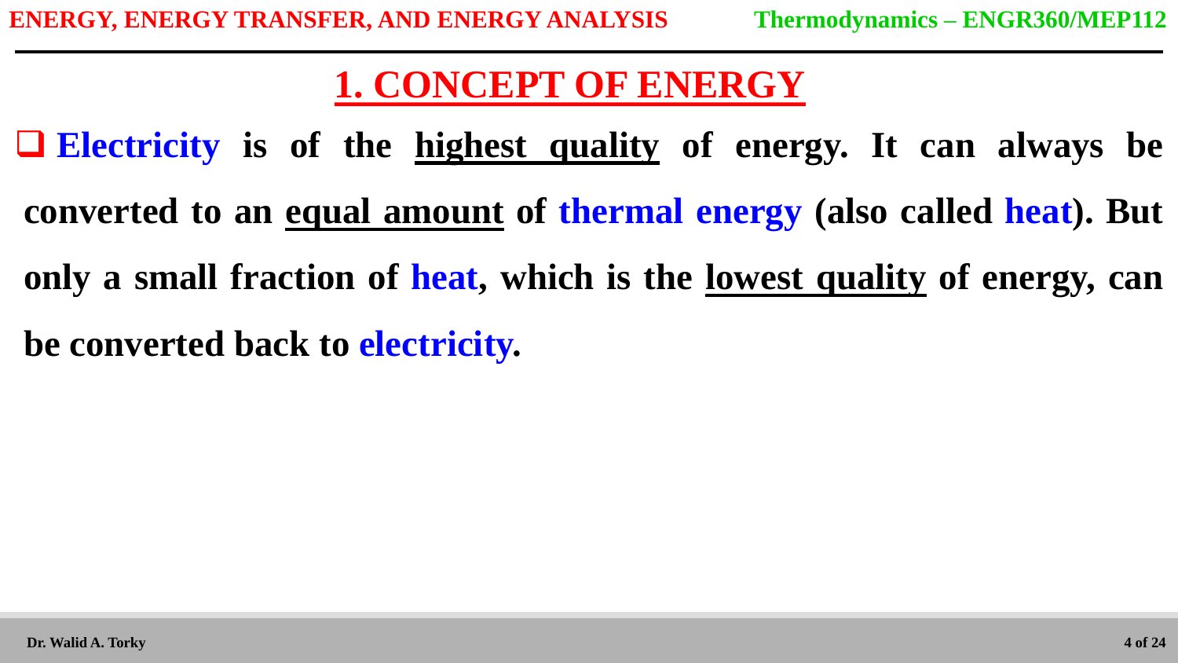## 1. CONCEPT OF ENERGY

- **Electricity is of the highest quality of energy. It can always be converted to an equal amount of thermal energy (also called heat). But only a small fraction of heat, which is the lowest quality of energy, can be converted back to electricity.**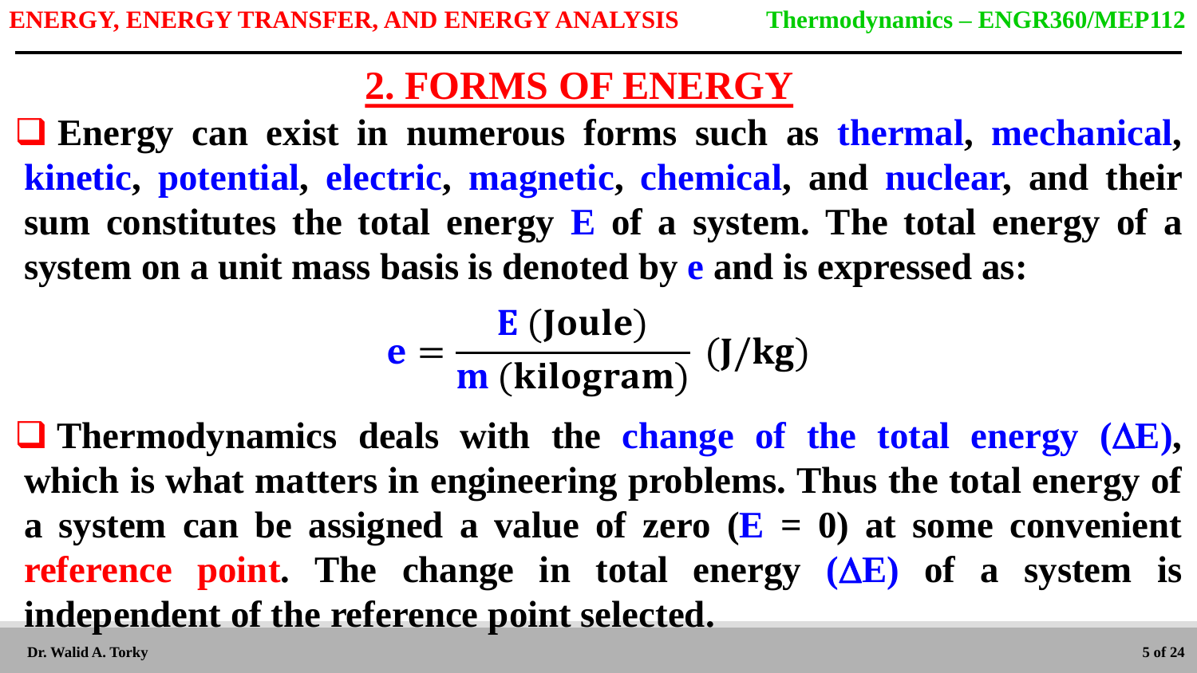## 2. FORMS OF ENERGY

- **Energy can exist in numerous forms such as thermal, mechanical, kinetic, potential, electric, magnetic, chemical, and nuclear, and their sum constitutes the total energy E of a system. The total energy of a system on a unit mass basis is denoted by e and is expressed as:**

$$\mathbf{e} = \frac{\mathbf{E}\ (\text{Joule})}{\mathbf{m}\ (\text{kilogram})}\ (\text{J/kg})$$

- **Thermodynamics deals with the change of the total energy ($\Delta$E), which is what matters in engineering problems. Thus the total energy of a system can be assigned a value of zero (E = 0) at some convenient reference point. The change in total energy ($\Delta$E) of a system is independent of the reference point selected.**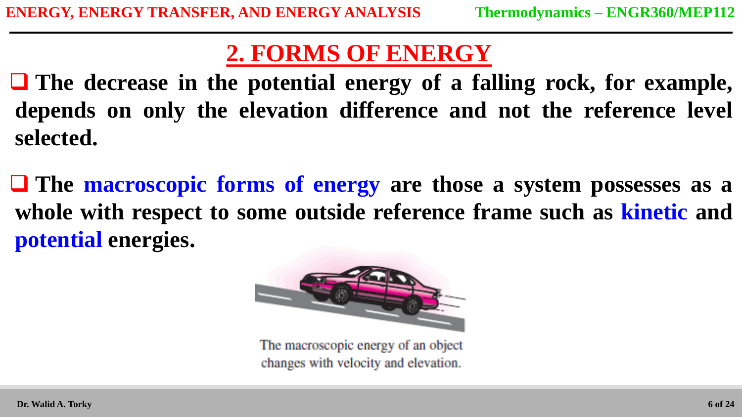## 2. FORMS OF ENERGY

- **The decrease in the potential energy of a falling rock, for example, depends on only the elevation difference and not the reference level selected.**

- **The macroscopic forms of energy are those a system possesses as a whole with respect to some outside reference frame such as kinetic and potential energies.**

The macroscopic energy of an object changes with velocity and elevation.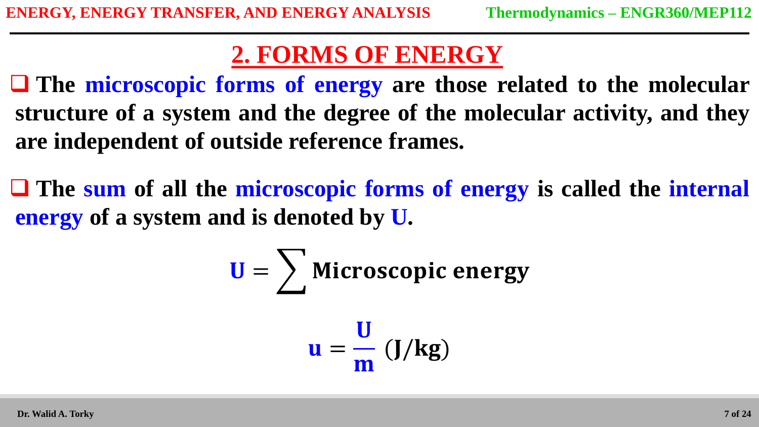## 2. FORMS OF ENERGY

- **The microscopic forms of energy are those related to the molecular structure of a system and the degree of the molecular activity, and they are independent of outside reference frames.**

- **The sum of all the microscopic forms of energy is called the internal energy of a system and is denoted by U.**

$$\mathbf{U} = \sum \textbf{Microscopic energy}$$

$$\mathbf{u} = \frac{\mathbf{U}}{\mathbf{m}} \; (\mathbf{J/kg})$$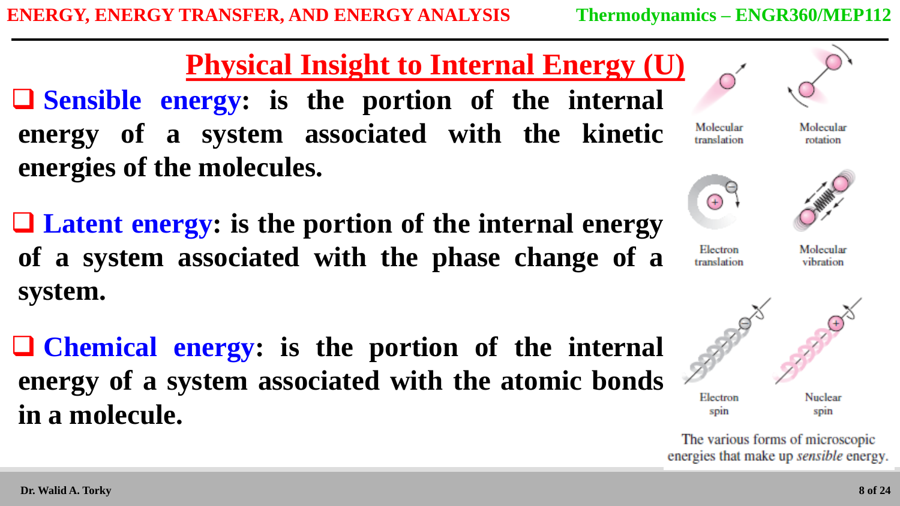## Physical Insight to Internal Energy (U)

- **Sensible energy: is the portion of the internal energy of a system associated with the kinetic energies of the molecules.**

- **Latent energy: is the portion of the internal energy of a system associated with the phase change of a system.**

- **Chemical energy: is the portion of the internal energy of a system associated with the atomic bonds in a molecule.**

Molecular translation

Molecular rotation

Electron translation

Molecular vibration

Electron spin

Nuclear spin

The various forms of microscopic energies that make up *sensible* energy.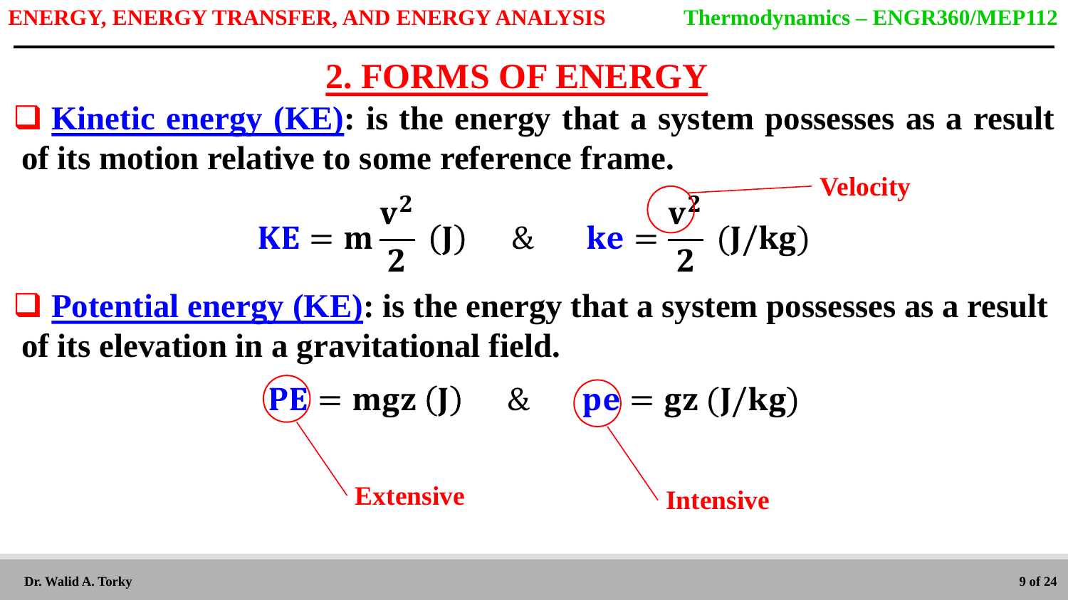## 2. FORMS OF ENERGY

- **Kinetic energy (KE): is the energy that a system possesses as a result of its motion relative to some reference frame.**

$$KE = m\frac{v^2}{2} \text{ (J)} \quad \& \quad ke = \frac{v^2}{2} \text{ (J/kg)}$$

Velocity

- **Potential energy (KE): is the energy that a system possesses as a result of its elevation in a gravitational field.**

$$PE = mgz \text{ (J)} \quad \& \quad pe = gz \text{ (J/kg)}$$

Extensive

Intensive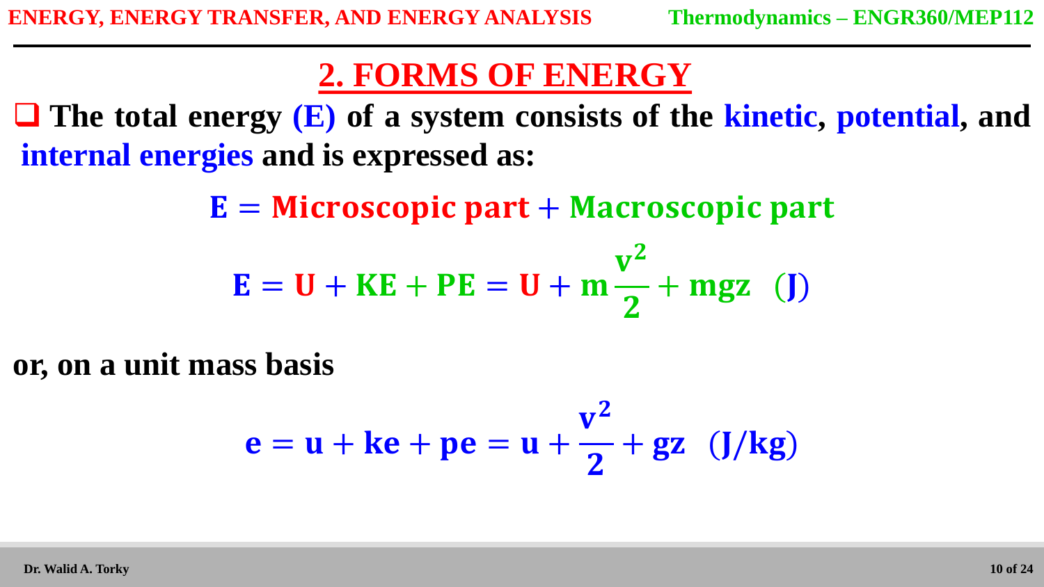## 2. FORMS OF ENERGY

- The total energy **(E)** of a system consists of the **kinetic**, **potential**, and **internal energies** and is expressed as:

$$\mathbf{E = Microscopic\ part + Macroscopic\ part}$$

$$\mathbf{E = U + KE + PE = U + m\frac{v^2}{2} + mgz \quad (J)}$$

**or, on a unit mass basis**

$$\mathbf{e = u + ke + pe = u + \frac{v^2}{2} + gz \quad (J/kg)}$$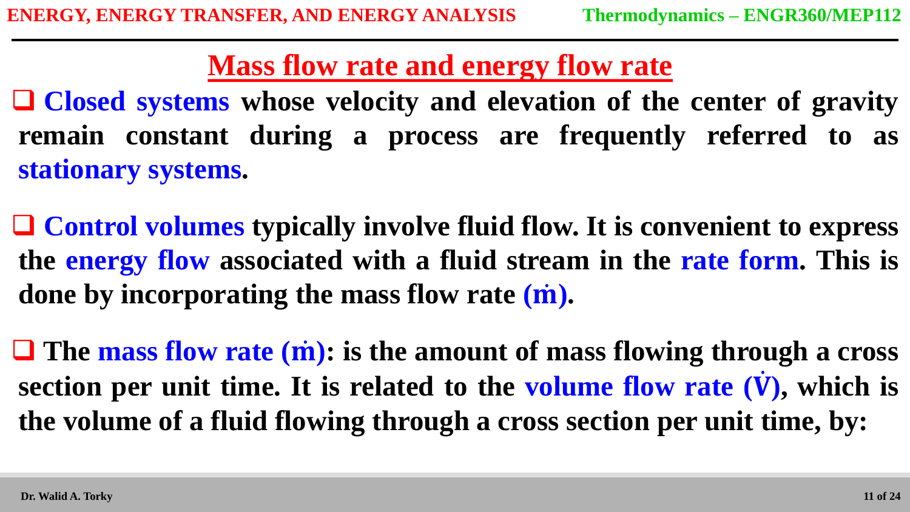## Mass flow rate and energy flow rate

- **Closed systems whose velocity and elevation of the center of gravity remain constant during a process are frequently referred to as stationary systems.**

- **Control volumes typically involve fluid flow. It is convenient to express the energy flow associated with a fluid stream in the rate form. This is done by incorporating the mass flow rate ($\dot{m}$).**

- **The mass flow rate ($\dot{m}$): is the amount of mass flowing through a cross section per unit time. It is related to the volume flow rate ($\dot{V}$), which is the volume of a fluid flowing through a cross section per unit time, by:**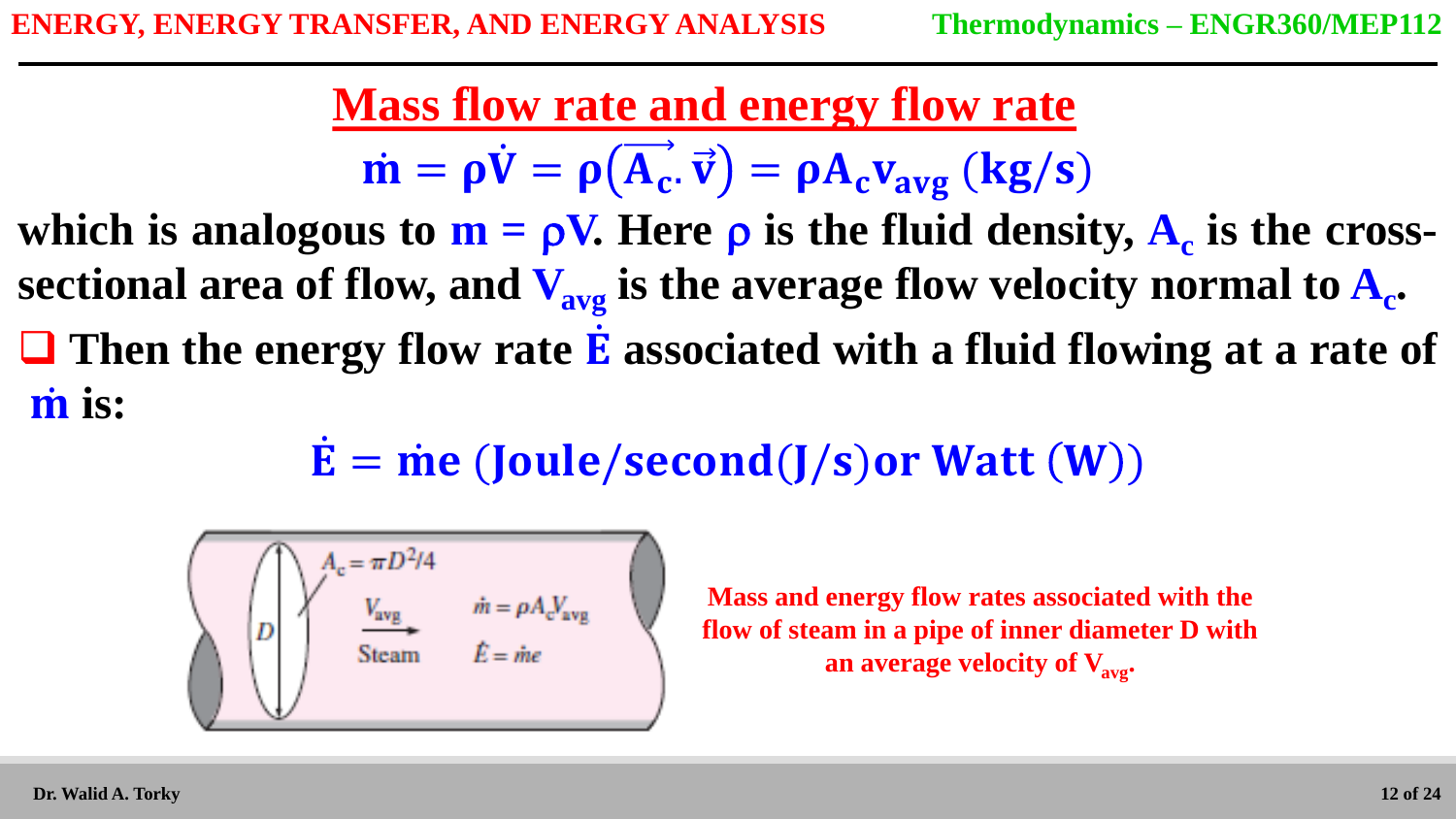# Mass flow rate and energy flow rate

$$\dot{m} = \rho\dot{V} = \rho\left(\overrightarrow{A_c}.\vec{v}\right) = \rho A_c v_{avg} \; (kg/s)$$

**which is analogous to $m = \rho V$. Here $\rho$ is the fluid density, $A_c$ is the cross-sectional area of flow, and $V_{avg}$ is the average flow velocity normal to $A_c$.**

- **Then the energy flow rate $\dot{E}$ associated with a fluid flowing at a rate of $\dot{m}$ is:**

$$\dot{E} = \dot{m}e \; (Joule/second(J/s) or\; Watt\; (W))$$

$A_c = \pi D^2/4$

$D$

$V_{avg}$

Steam

$\dot{m} = \rho A_c V_{avg}$

$\dot{E} = \dot{m}e$

**Mass and energy flow rates associated with the flow of steam in a pipe of inner diameter D with an average velocity of $V_{avg}$.**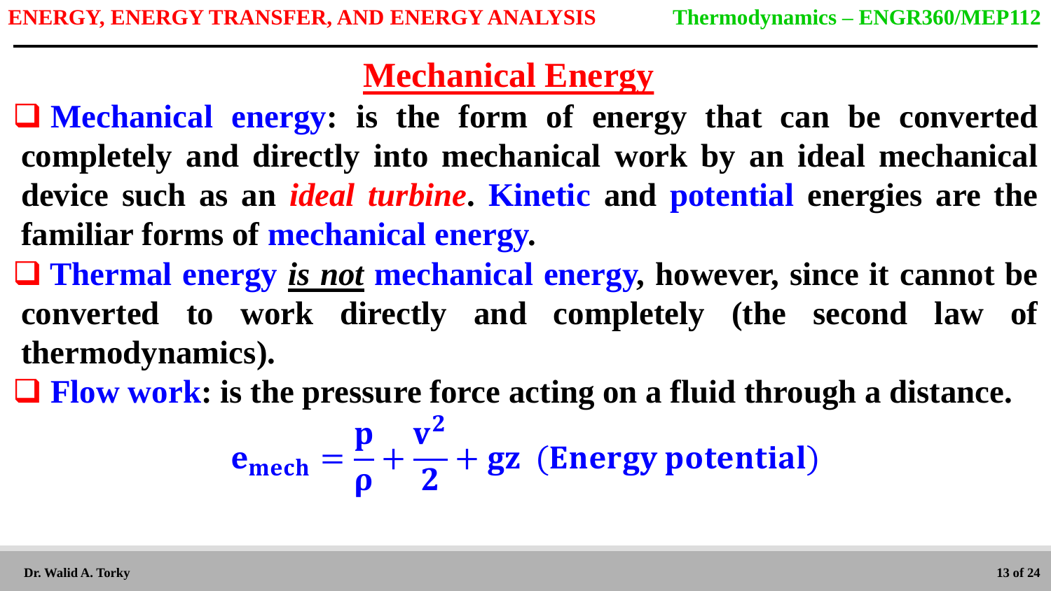## Mechanical Energy

- **Mechanical energy: is the form of energy that can be converted completely and directly into mechanical work by an ideal mechanical device such as an *ideal turbine*. Kinetic and potential energies are the familiar forms of mechanical energy.**
- **Thermal energy *is not* mechanical energy, however, since it cannot be converted to work directly and completely (the second law of thermodynamics).**
- **Flow work: is the pressure force acting on a fluid through a distance.**

$$e_{mech} = \frac{p}{\rho} + \frac{v^2}{2} + gz \ \ (\text{Energy potential})$$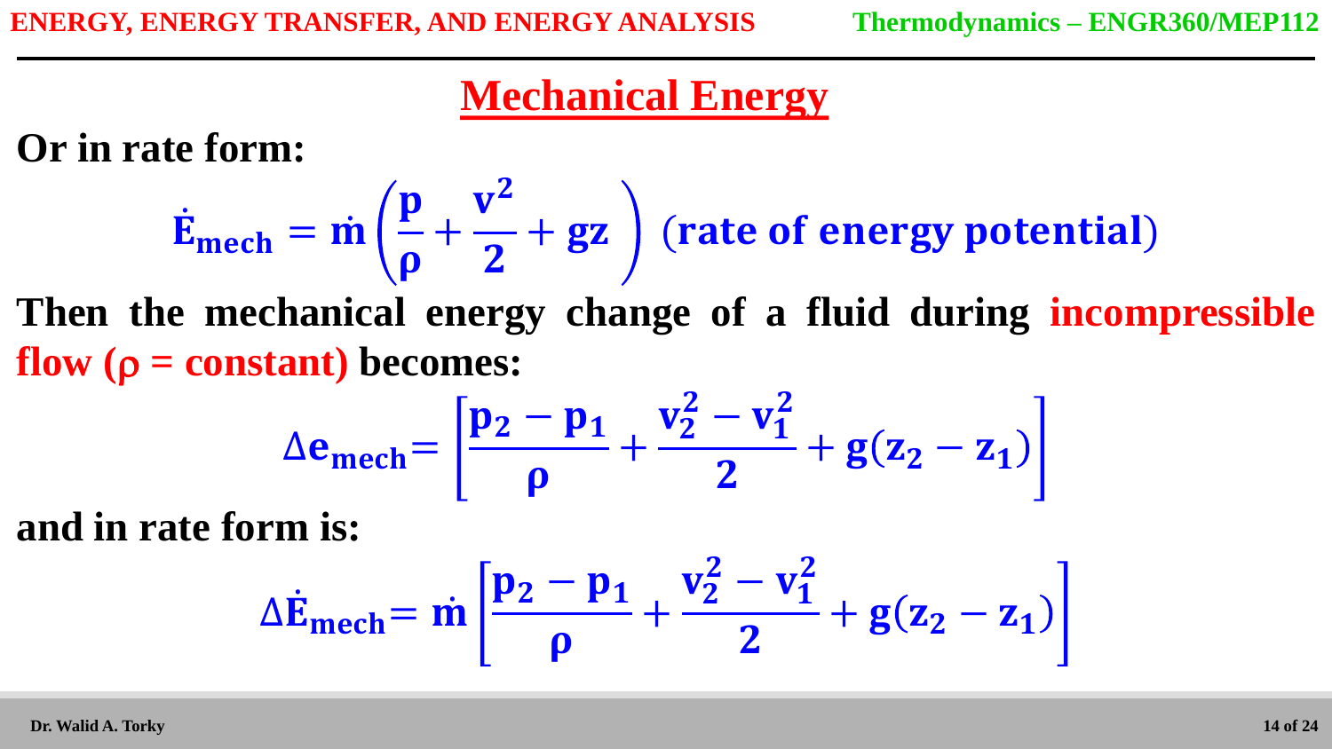## Mechanical Energy

**Or in rate form:**

$$\dot{E}_{mech} = \dot{m}\left(\frac{p}{\rho} + \frac{v^2}{2} + gz\right) \text{ (rate of energy potential)}$$

**Then the mechanical energy change of a fluid during incompressible flow ($\rho$ = constant) becomes:**

$$\Delta e_{mech} = \left[\frac{p_2 - p_1}{\rho} + \frac{v_2^2 - v_1^2}{2} + g(z_2 - z_1)\right]$$

**and in rate form is:**

$$\Delta \dot{E}_{mech} = \dot{m}\left[\frac{p_2 - p_1}{\rho} + \frac{v_2^2 - v_1^2}{2} + g(z_2 - z_1)\right]$$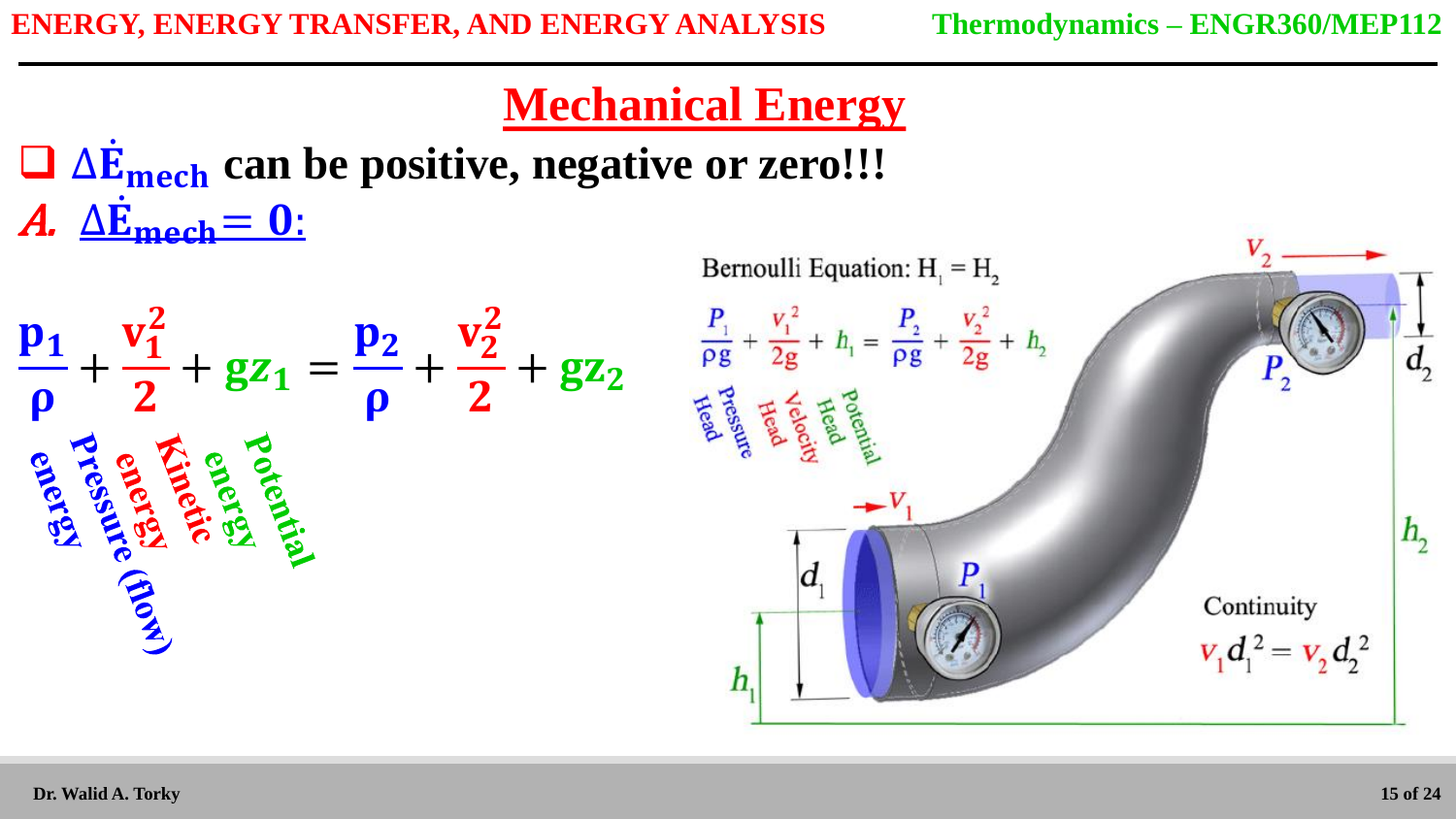# Mechanical Energy

- $\Delta \dot{E}_{mech}$ **can be positive, negative or zero!!!**

***A.*** $\Delta \dot{E}_{mech} = 0$:

$$\frac{p_1}{\rho} + \frac{v_1^2}{2} + gz_1 = \frac{p_2}{\rho} + \frac{v_2^2}{2} + gz_2$$

**Pressure (flow) energy** — **Kinetic energy** — **Potential energy**

Bernoulli Equation: $H_1 = H_2$

$$\frac{P_1}{\rho g} + \frac{v_1^2}{2g} + h_1 = \frac{P_2}{\rho g} + \frac{v_2^2}{2g} + h_2$$

Pressure Head — Velocity Head — Potential Head

Continuity

$$v_1 d_1^2 = v_2 d_2^2$$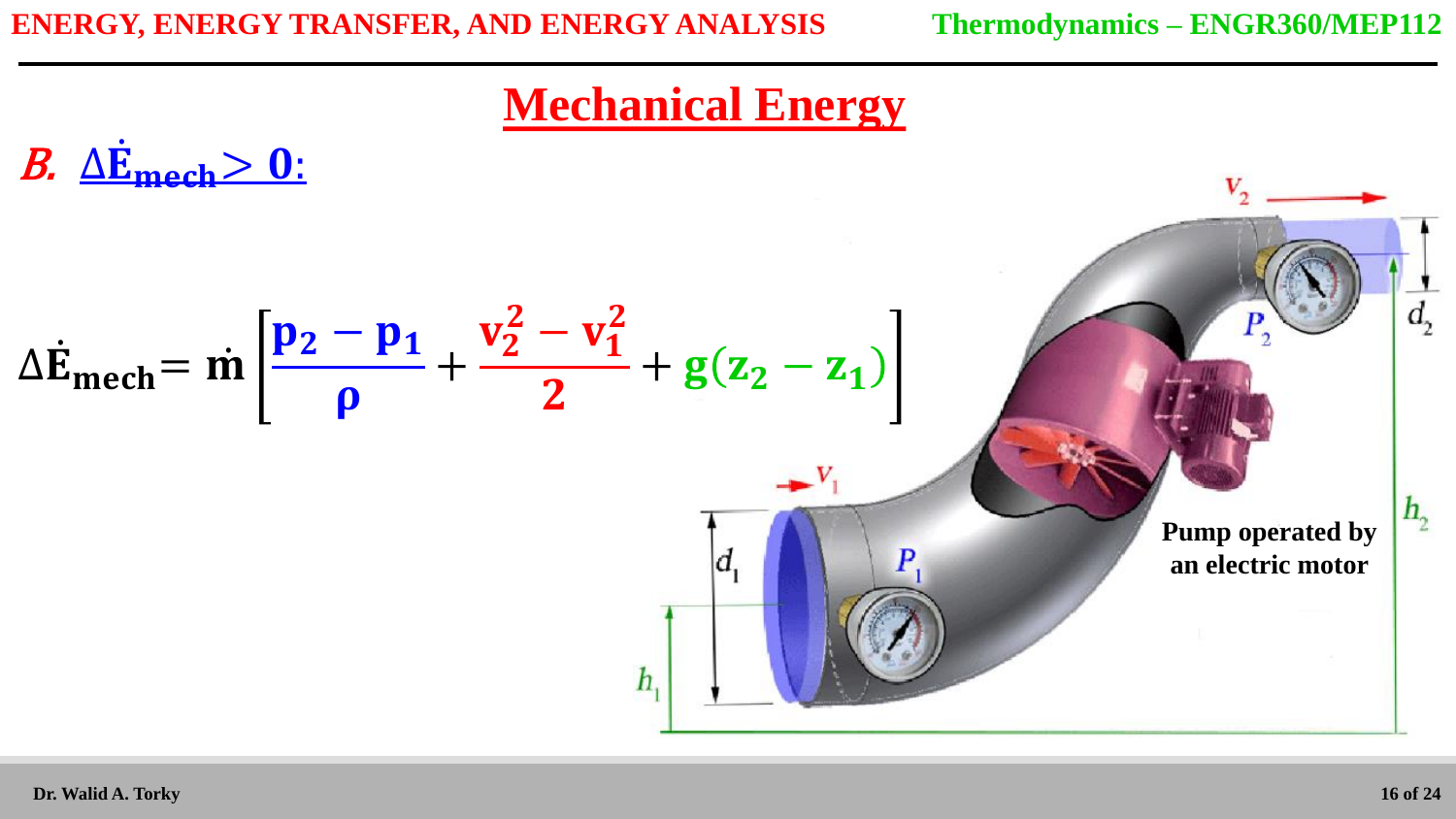# Mechanical Energy

## *B.* $\Delta\dot{E}_{mech} > 0$:

$$\Delta\dot{E}_{mech} = \dot{m}\left[\frac{p_2 - p_1}{\rho} + \frac{v_2^2 - v_1^2}{2} + g(z_2 - z_1)\right]$$

Pump operated by an electric motor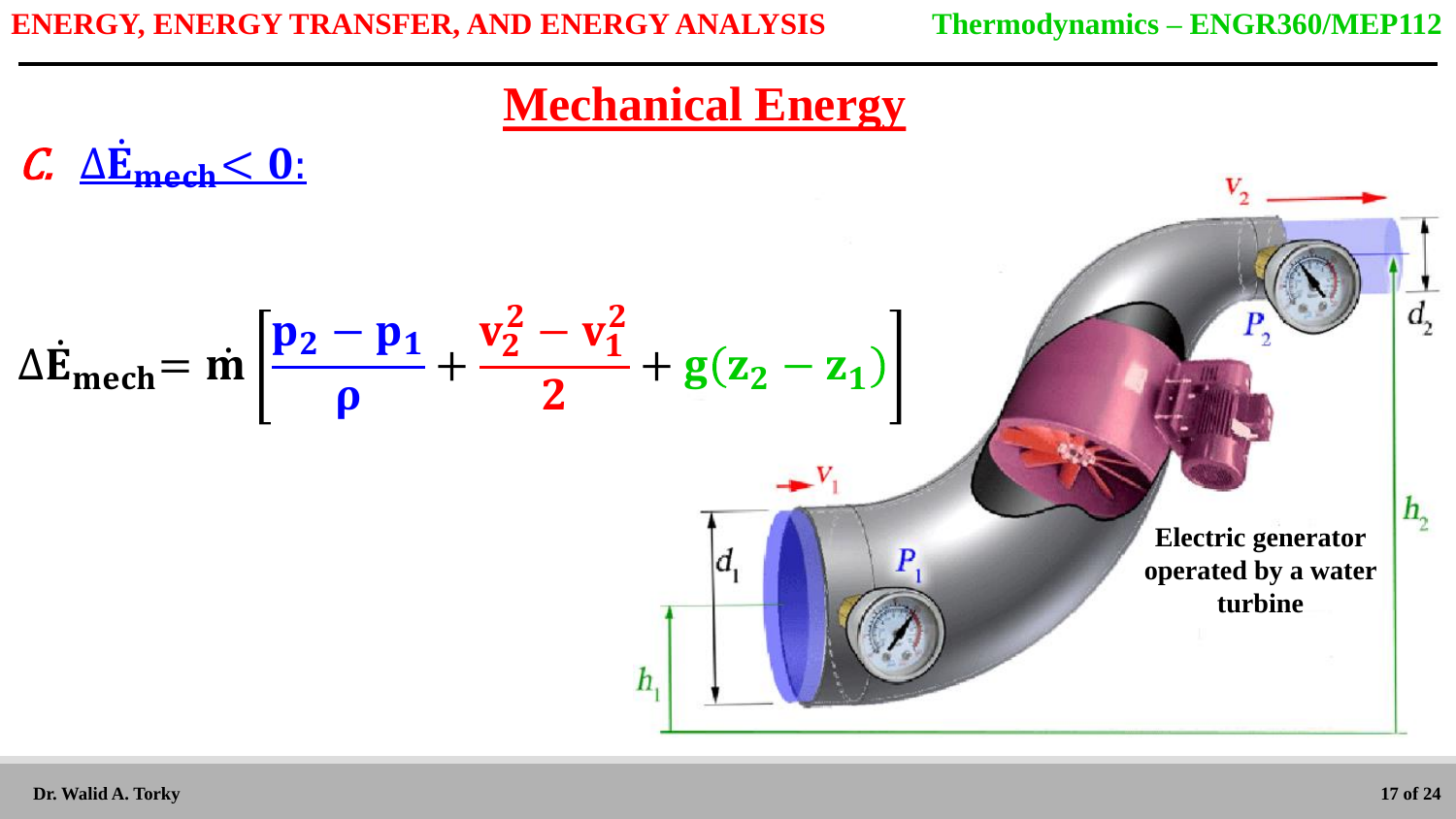# Mechanical Energy

## C. $\Delta\dot{E}_{mech} < 0$:

$$\Delta\dot{E}_{mech} = \dot{m}\left[\frac{p_2 - p_1}{\rho} + \frac{v_2^2 - v_1^2}{2} + g(z_2 - z_1)\right]$$

Electric generator operated by a water turbine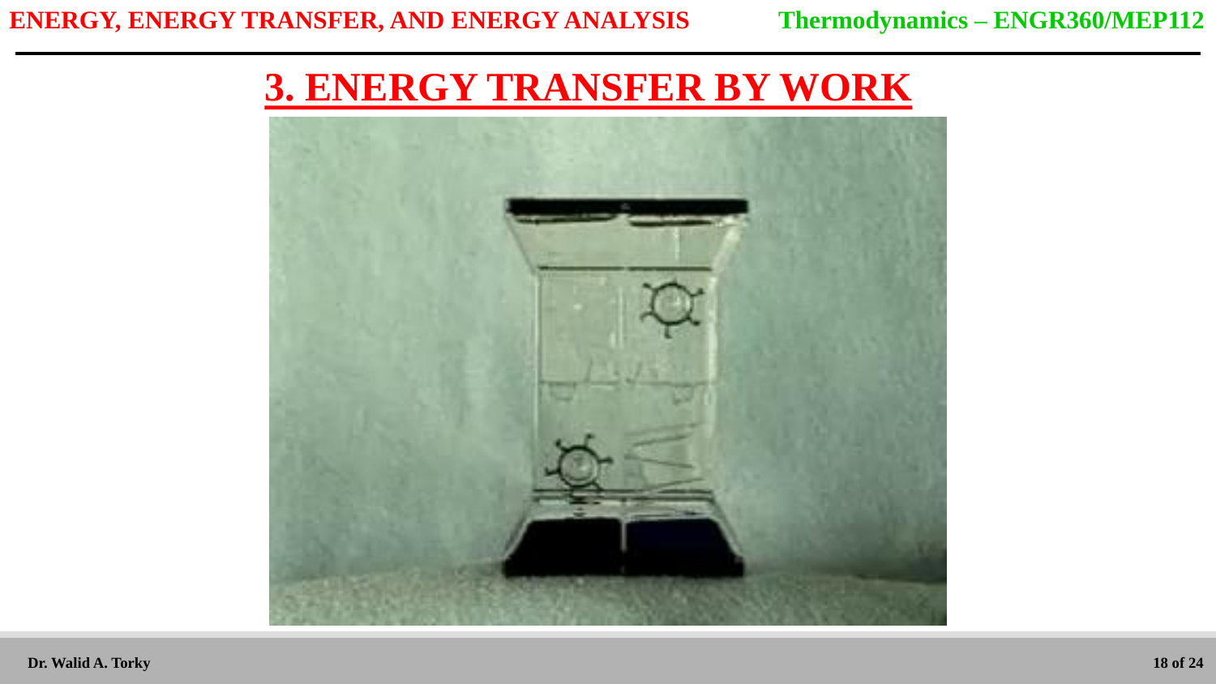# 3. ENERGY TRANSFER BY WORK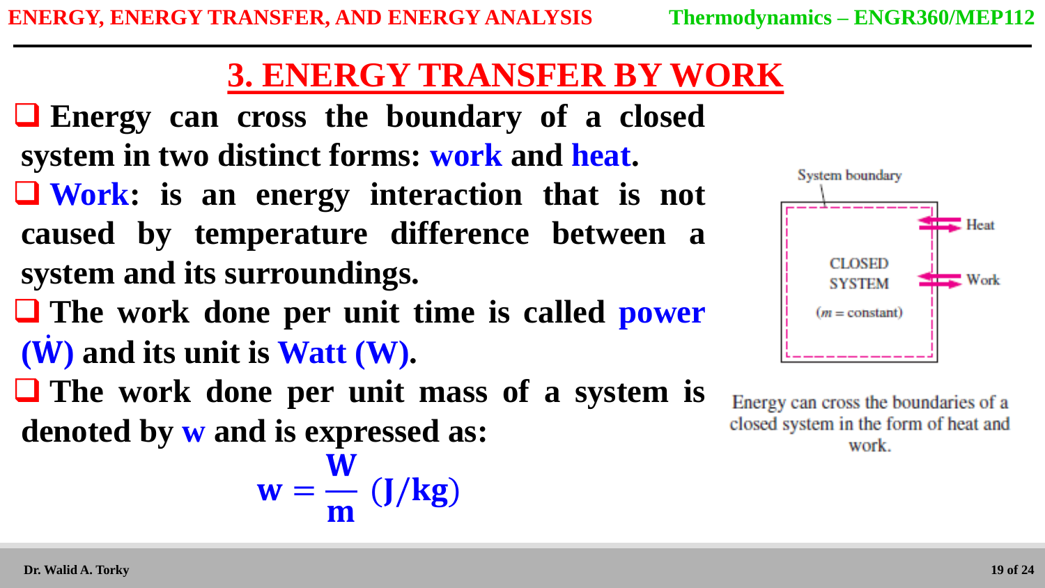# 3. ENERGY TRANSFER BY WORK

- **Energy can cross the boundary of a closed system in two distinct forms: work and heat.**
- **Work: is an energy interaction that is not caused by temperature difference between a system and its surroundings.**
- **The work done per unit time is called power ($\dot{W}$) and its unit is Watt (W).**
- **The work done per unit mass of a system is denoted by w and is expressed as:**

$$w = \frac{W}{m} \ (J/kg)$$

Energy can cross the boundaries of a closed system in the form of heat and work.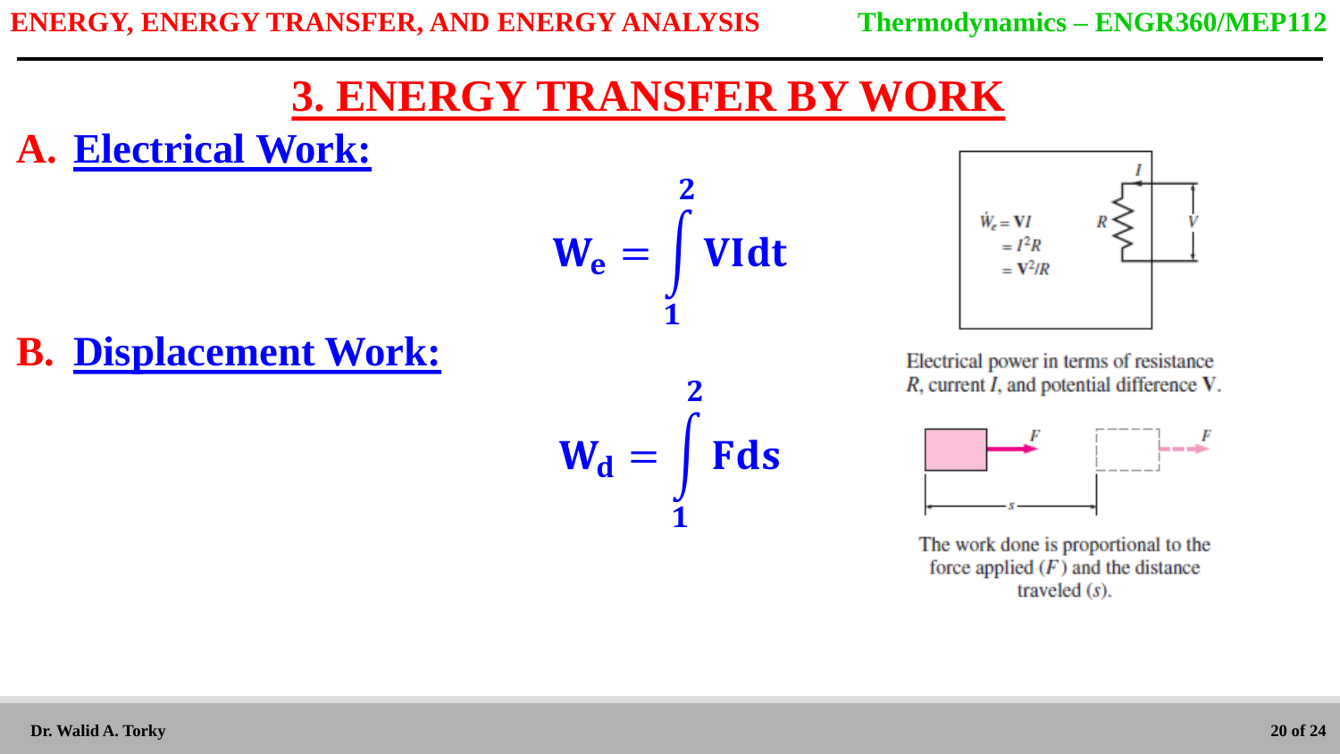# 3. ENERGY TRANSFER BY WORK

## A. Electrical Work:

$$\mathbf{W_e = \int_1^2 VIdt}$$

$\dot{W}_e = \mathbf{V}I$

$= I^2R$

$= \mathbf{V}^2/R$

Electrical power in terms of resistance $R$, current $I$, and potential difference $\mathbf{V}$.

## B. Displacement Work:

$$\mathbf{W_d = \int_1^2 Fds}$$

The work done is proportional to the force applied ($F$) and the distance traveled ($s$).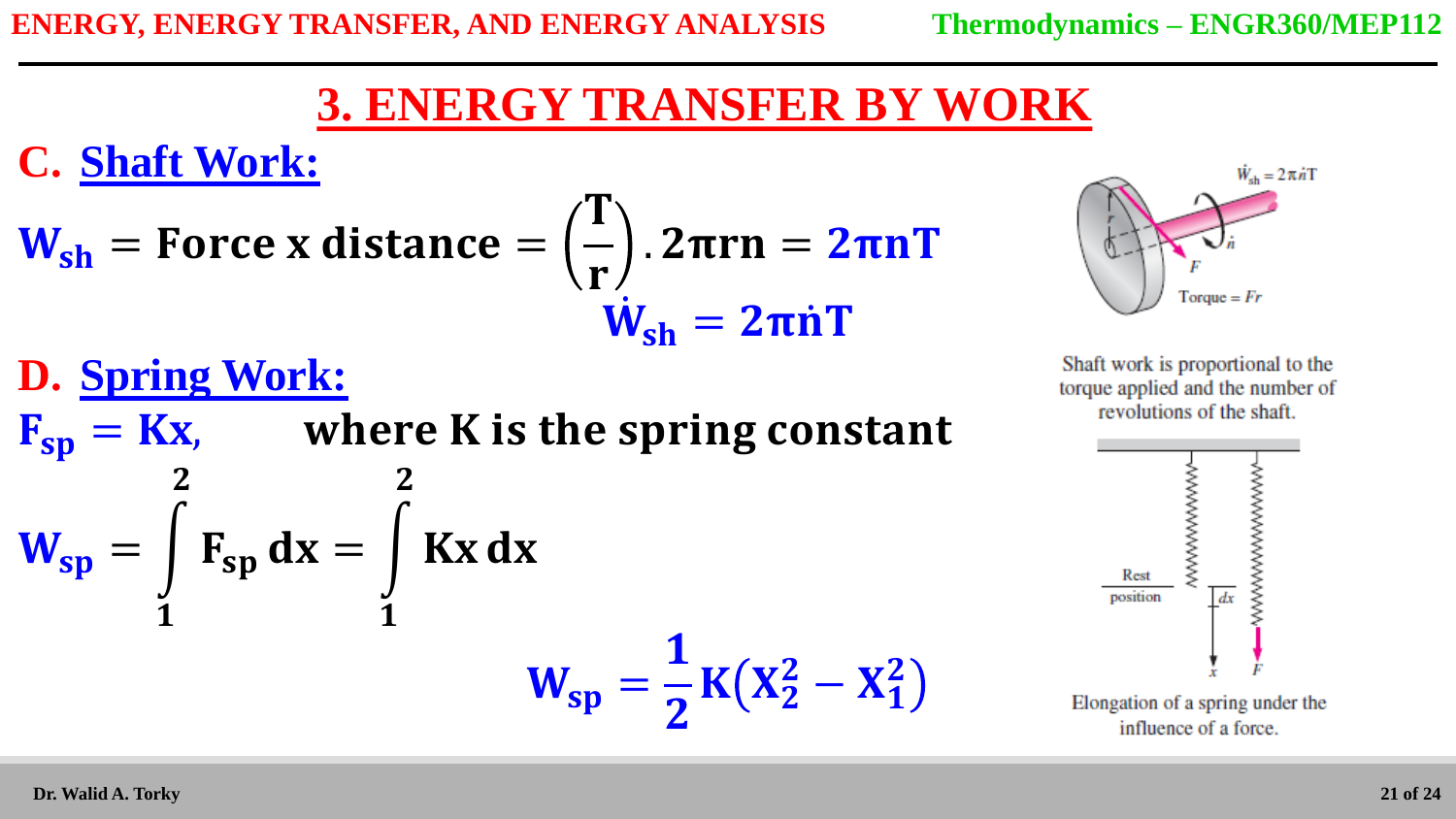# 3. ENERGY TRANSFER BY WORK

## C. Shaft Work:

$$W_{sh} = \text{Force x distance} = \left(\frac{T}{r}\right).2\pi r n = 2\pi n T$$

$$\dot{W}_{sh} = 2\pi \dot{n} T$$

Shaft work is proportional to the torque applied and the number of revolutions of the shaft.

## D. Spring Work:

$F_{sp} = Kx$, where K is the spring constant

$$W_{sp} = \int_1^2 F_{sp}\, dx = \int_1^2 Kx\, dx$$

$$W_{sp} = \frac{1}{2} K\left(X_2^2 - X_1^2\right)$$

Elongation of a spring under the influence of a force.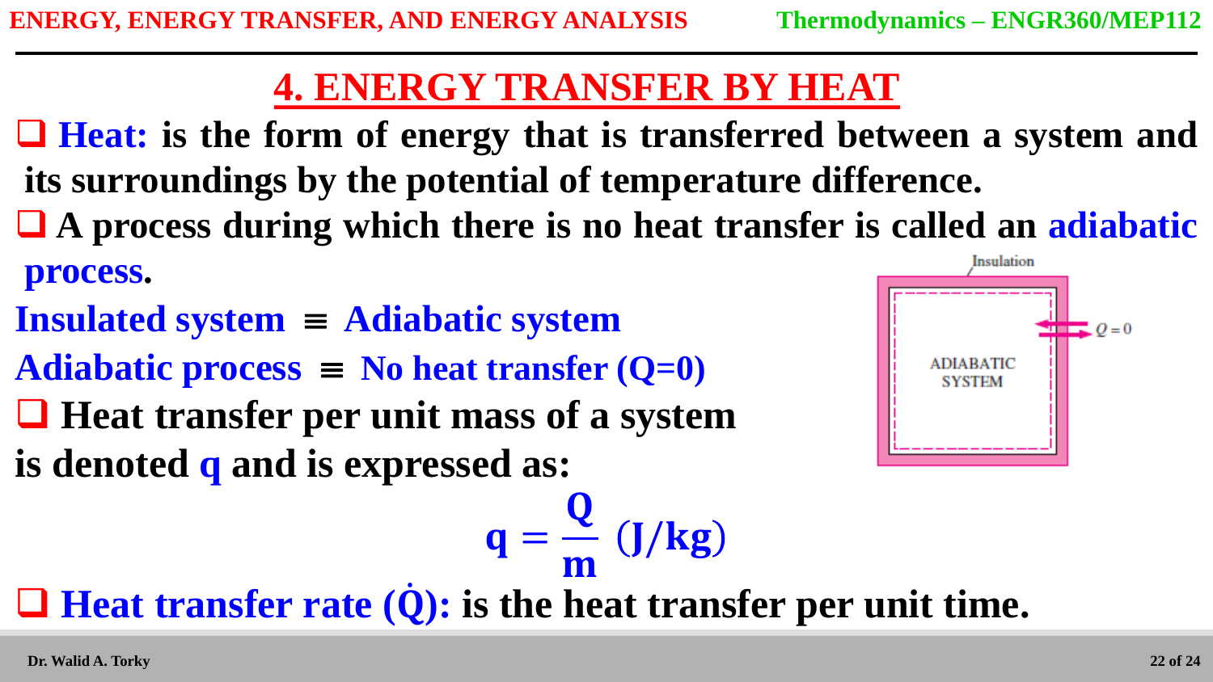# 4. ENERGY TRANSFER BY HEAT

- **Heat: is the form of energy that is transferred between a system and its surroundings by the potential of temperature difference.**
- **A process during which there is no heat transfer is called an adiabatic process.**

**Insulated system ≡ Adiabatic system**

**Adiabatic process ≡ No heat transfer (Q=0)**

- **Heat transfer per unit mass of a system is denoted q and is expressed as:**

$$q = \frac{Q}{m} \ (J/kg)$$

- **Heat transfer rate ($\dot{Q}$): is the heat transfer per unit time.**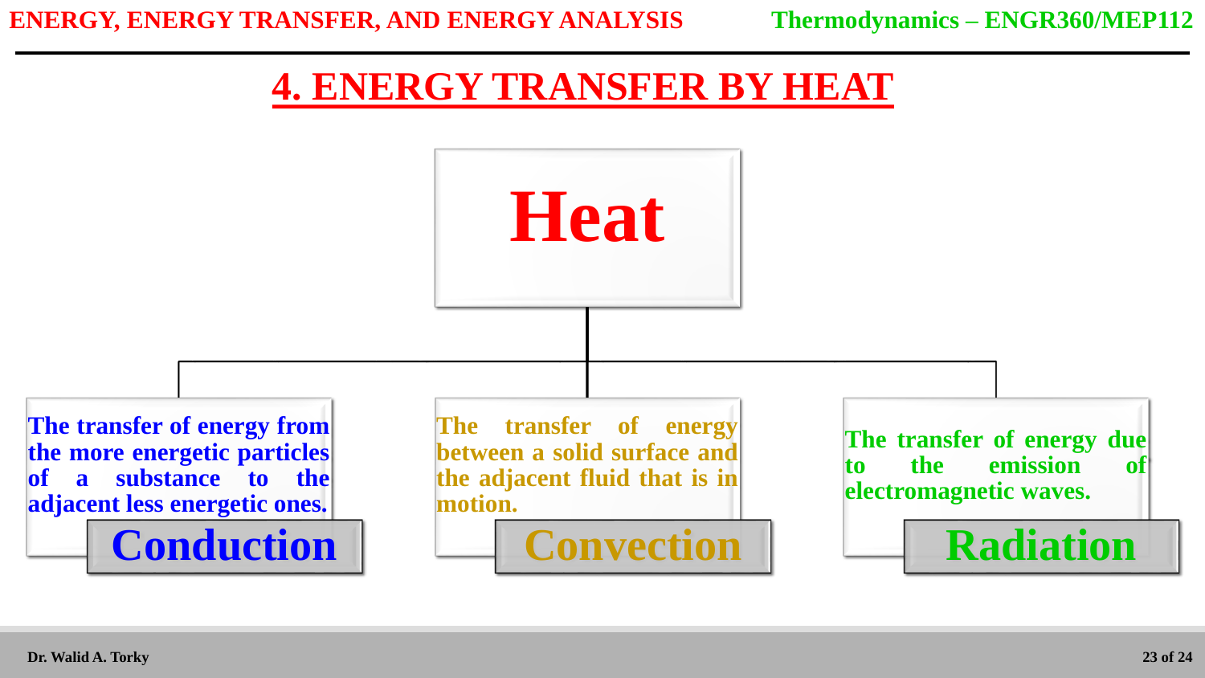# 4. ENERGY TRANSFER BY HEAT

## Heat

### Conduction

The transfer of energy from the more energetic particles of a substance to the adjacent less energetic ones.

### Convection

The transfer of energy between a solid surface and the adjacent fluid that is in motion.

### Radiation

The transfer of energy due to the emission of electromagnetic waves.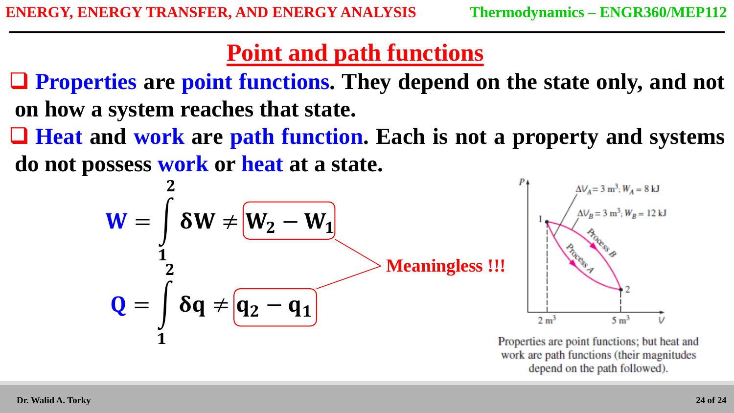# Point and path functions

- **Properties** are **point functions**. They depend on the state only, and not on how a system reaches that state.
- **Heat** and **work** are **path function**. Each is not a property and systems do not possess **work** or **heat** at a state.

$$W = \int_1^2 \delta W \neq W_2 - W_1$$

$$Q = \int_1^2 \delta q \neq q_2 - q_1$$

**Meaningless !!!**

P

V

$\Delta V_A = 3\ m^3;\ W_A = 8\ kJ$

$\Delta V_B = 3\ m^3;\ W_B = 12\ kJ$

1

2

Process A

Process B

$2\ m^3$

$5\ m^3$

Properties are point functions; but heat and work are path functions (their magnitudes depend on the path followed).